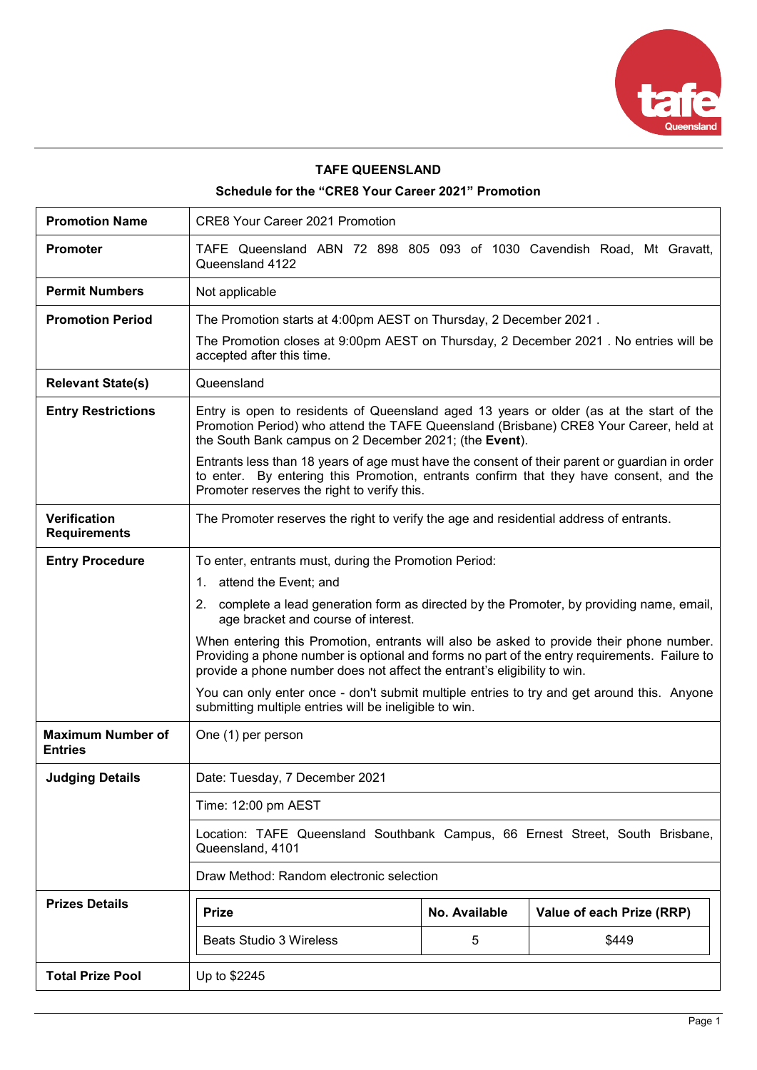**TAFE QUEENSLAND**

**Schedule for the "CRE8 Your Career 2021" Promotion**

| | |
|---|---|
| **Promotion Name** | CRE8 Your Career 2021 Promotion |
| **Promoter** | TAFE Queensland ABN 72 898 805 093 of 1030 Cavendish Road, Mt Gravatt, Queensland 4122 |
| **Permit Numbers** | Not applicable |
| **Promotion Period** | The Promotion starts at 4:00pm AEST on Thursday, 2 December 2021 .<br><br>The Promotion closes at 9:00pm AEST on Thursday, 2 December 2021 . No entries will be accepted after this time. |
| **Relevant State(s)** | Queensland |
| **Entry Restrictions** | Entry is open to residents of Queensland aged 13 years or older (as at the start of the Promotion Period) who attend the TAFE Queensland (Brisbane) CRE8 Your Career, held at the South Bank campus on 2 December 2021; (the **Event**).<br><br>Entrants less than 18 years of age must have the consent of their parent or guardian in order to enter. By entering this Promotion, entrants confirm that they have consent, and the Promoter reserves the right to verify this. |
| **Verification Requirements** | The Promoter reserves the right to verify the age and residential address of entrants. |
| **Entry Procedure** | To enter, entrants must, during the Promotion Period:<br>1. attend the Event; and<br>2. complete a lead generation form as directed by the Promoter, by providing name, email, age bracket and course of interest.<br><br>When entering this Promotion, entrants will also be asked to provide their phone number. Providing a phone number is optional and forms no part of the entry requirements. Failure to provide a phone number does not affect the entrant's eligibility to win.<br><br>You can only enter once - don't submit multiple entries to try and get around this. Anyone submitting multiple entries will be ineligible to win. |
| **Maximum Number of Entries** | One (1) per person |
| **Judging Details** | Date: Tuesday, 7 December 2021<br><br>Time: 12:00 pm AEST<br><br>Location: TAFE Queensland Southbank Campus, 66 Ernest Street, South Brisbane, Queensland, 4101<br><br>Draw Method: Random electronic selection |
| **Prizes Details** | **Prize**: Beats Studio 3 Wireless; **No. Available**: 5; **Value of each Prize (RRP)**: $449 |
| **Total Prize Pool** | Up to $2245 |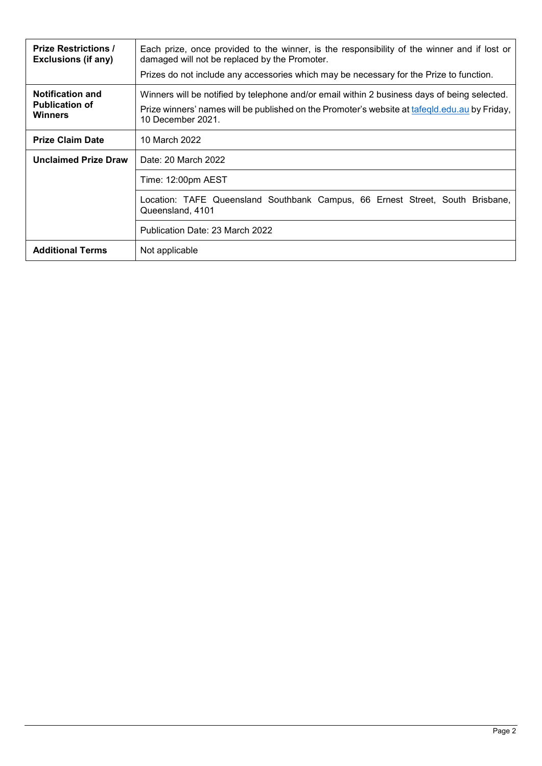| | |
|---|---|
| **Prize Restrictions / Exclusions (if any)** | Each prize, once provided to the winner, is the responsibility of the winner and if lost or damaged will not be replaced by the Promoter.<br>Prizes do not include any accessories which may be necessary for the Prize to function. |
| **Notification and Publication of Winners** | Winners will be notified by telephone and/or email within 2 business days of being selected.<br>Prize winners' names will be published on the Promoter's website at [tafeqld.edu.au](tafeqld.edu.au) by Friday, 10 December 2021. |
| **Prize Claim Date** | 10 March 2022 |
| **Unclaimed Prize Draw** | Date: 20 March 2022 |
| | Time: 12:00pm AEST |
| | Location: TAFE Queensland Southbank Campus, 66 Ernest Street, South Brisbane, Queensland, 4101 |
| | Publication Date: 23 March 2022 |
| **Additional Terms** | Not applicable |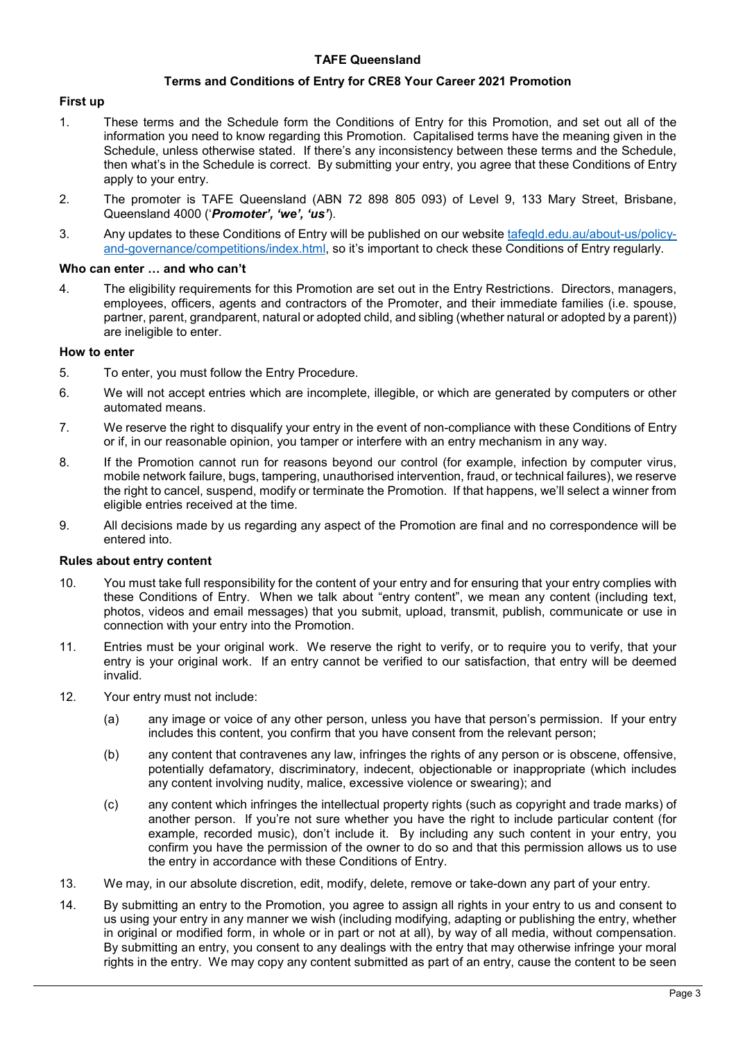**TAFE Queensland**

**Terms and Conditions of Entry for CRE8 Your Career 2021 Promotion**

## First up

1. These terms and the Schedule form the Conditions of Entry for this Promotion, and set out all of the information you need to know regarding this Promotion. Capitalised terms have the meaning given in the Schedule, unless otherwise stated. If there's any inconsistency between these terms and the Schedule, then what's in the Schedule is correct. By submitting your entry, you agree that these Conditions of Entry apply to your entry.
2. The promoter is TAFE Queensland (ABN 72 898 805 093) of Level 9, 133 Mary Street, Brisbane, Queensland 4000 ('***Promoter', 'we', 'us'***).
3. Any updates to these Conditions of Entry will be published on our website [tafeqld.edu.au/about-us/policy-and-governance/competitions/index.html](tafeqld.edu.au/about-us/policy-and-governance/competitions/index.html), so it's important to check these Conditions of Entry regularly.

## Who can enter … and who can't

4. The eligibility requirements for this Promotion are set out in the Entry Restrictions. Directors, managers, employees, officers, agents and contractors of the Promoter, and their immediate families (i.e. spouse, partner, parent, grandparent, natural or adopted child, and sibling (whether natural or adopted by a parent)) are ineligible to enter.

## How to enter

5. To enter, you must follow the Entry Procedure.
6. We will not accept entries which are incomplete, illegible, or which are generated by computers or other automated means.
7. We reserve the right to disqualify your entry in the event of non-compliance with these Conditions of Entry or if, in our reasonable opinion, you tamper or interfere with an entry mechanism in any way.
8. If the Promotion cannot run for reasons beyond our control (for example, infection by computer virus, mobile network failure, bugs, tampering, unauthorised intervention, fraud, or technical failures), we reserve the right to cancel, suspend, modify or terminate the Promotion. If that happens, we'll select a winner from eligible entries received at the time.
9. All decisions made by us regarding any aspect of the Promotion are final and no correspondence will be entered into.

## Rules about entry content

10. You must take full responsibility for the content of your entry and for ensuring that your entry complies with these Conditions of Entry. When we talk about "entry content", we mean any content (including text, photos, videos and email messages) that you submit, upload, transmit, publish, communicate or use in connection with your entry into the Promotion.
11. Entries must be your original work. We reserve the right to verify, or to require you to verify, that your entry is your original work. If an entry cannot be verified to our satisfaction, that entry will be deemed invalid.
12. Your entry must not include:
    (a) any image or voice of any other person, unless you have that person's permission. If your entry includes this content, you confirm that you have consent from the relevant person;
    (b) any content that contravenes any law, infringes the rights of any person or is obscene, offensive, potentially defamatory, discriminatory, indecent, objectionable or inappropriate (which includes any content involving nudity, malice, excessive violence or swearing); and
    (c) any content which infringes the intellectual property rights (such as copyright and trade marks) of another person. If you're not sure whether you have the right to include particular content (for example, recorded music), don't include it. By including any such content in your entry, you confirm you have the permission of the owner to do so and that this permission allows us to use the entry in accordance with these Conditions of Entry.
13. We may, in our absolute discretion, edit, modify, delete, remove or take-down any part of your entry.
14. By submitting an entry to the Promotion, you agree to assign all rights in your entry to us and consent to us using your entry in any manner we wish (including modifying, adapting or publishing the entry, whether in original or modified form, in whole or in part or not at all), by way of all media, without compensation. By submitting an entry, you consent to any dealings with the entry that may otherwise infringe your moral rights in the entry. We may copy any content submitted as part of an entry, cause the content to be seen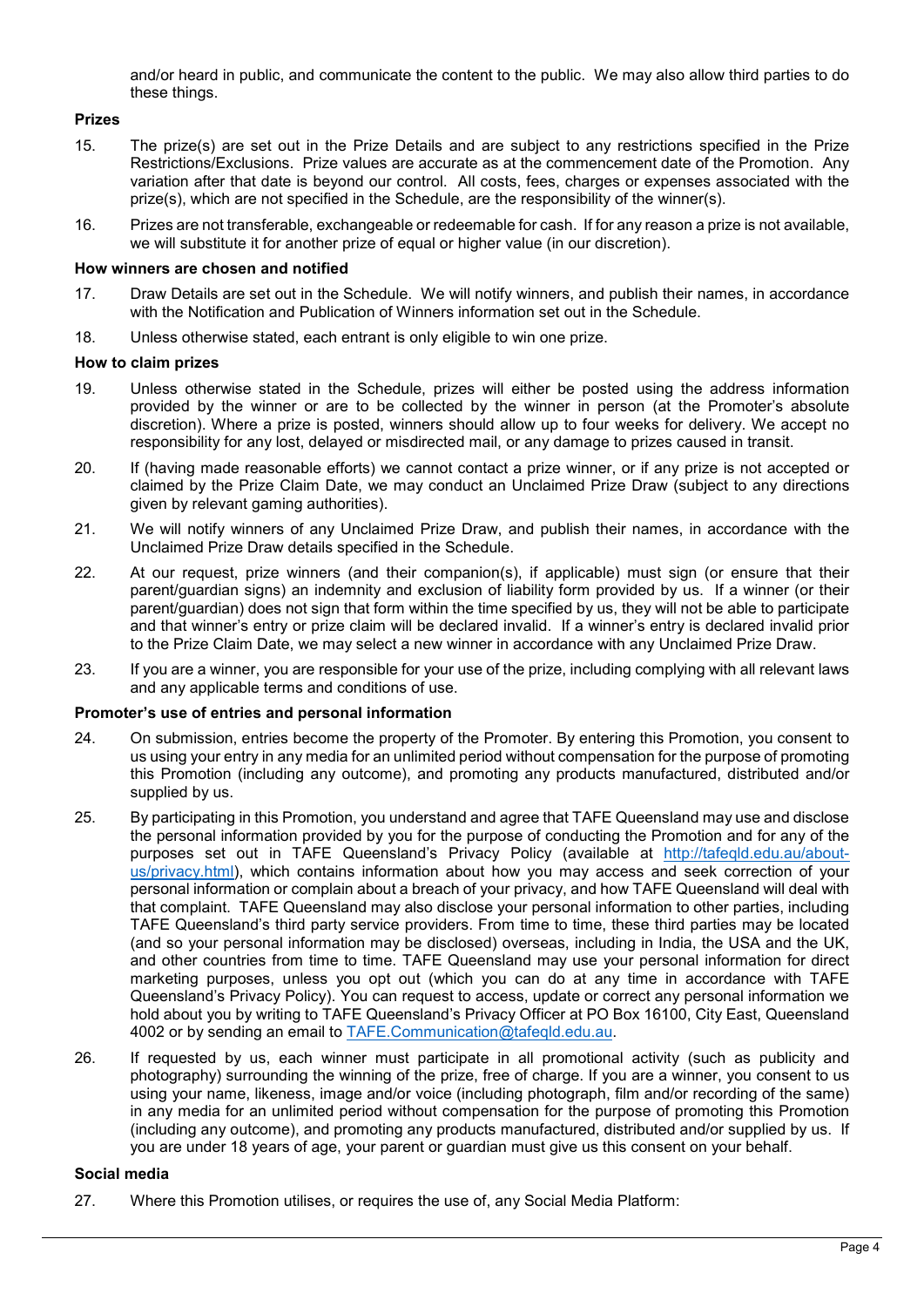and/or heard in public, and communicate the content to the public. We may also allow third parties to do these things.

**Prizes**

15. The prize(s) are set out in the Prize Details and are subject to any restrictions specified in the Prize Restrictions/Exclusions. Prize values are accurate as at the commencement date of the Promotion. Any variation after that date is beyond our control. All costs, fees, charges or expenses associated with the prize(s), which are not specified in the Schedule, are the responsibility of the winner(s).

16. Prizes are not transferable, exchangeable or redeemable for cash. If for any reason a prize is not available, we will substitute it for another prize of equal or higher value (in our discretion).

**How winners are chosen and notified**

17. Draw Details are set out in the Schedule. We will notify winners, and publish their names, in accordance with the Notification and Publication of Winners information set out in the Schedule.

18. Unless otherwise stated, each entrant is only eligible to win one prize.

**How to claim prizes**

19. Unless otherwise stated in the Schedule, prizes will either be posted using the address information provided by the winner or are to be collected by the winner in person (at the Promoter's absolute discretion). Where a prize is posted, winners should allow up to four weeks for delivery. We accept no responsibility for any lost, delayed or misdirected mail, or any damage to prizes caused in transit.

20. If (having made reasonable efforts) we cannot contact a prize winner, or if any prize is not accepted or claimed by the Prize Claim Date, we may conduct an Unclaimed Prize Draw (subject to any directions given by relevant gaming authorities).

21. We will notify winners of any Unclaimed Prize Draw, and publish their names, in accordance with the Unclaimed Prize Draw details specified in the Schedule.

22. At our request, prize winners (and their companion(s), if applicable) must sign (or ensure that their parent/guardian signs) an indemnity and exclusion of liability form provided by us. If a winner (or their parent/guardian) does not sign that form within the time specified by us, they will not be able to participate and that winner's entry or prize claim will be declared invalid. If a winner's entry is declared invalid prior to the Prize Claim Date, we may select a new winner in accordance with any Unclaimed Prize Draw.

23. If you are a winner, you are responsible for your use of the prize, including complying with all relevant laws and any applicable terms and conditions of use.

**Promoter's use of entries and personal information**

24. On submission, entries become the property of the Promoter. By entering this Promotion, you consent to us using your entry in any media for an unlimited period without compensation for the purpose of promoting this Promotion (including any outcome), and promoting any products manufactured, distributed and/or supplied by us.

25. By participating in this Promotion, you understand and agree that TAFE Queensland may use and disclose the personal information provided by you for the purpose of conducting the Promotion and for any of the purposes set out in TAFE Queensland's Privacy Policy (available at [http://tafeqld.edu.au/about-us/privacy.html](http://tafeqld.edu.au/about-us/privacy.html)), which contains information about how you may access and seek correction of your personal information or complain about a breach of your privacy, and how TAFE Queensland will deal with that complaint. TAFE Queensland may also disclose your personal information to other parties, including TAFE Queensland's third party service providers. From time to time, these third parties may be located (and so your personal information may be disclosed) overseas, including in India, the USA and the UK, and other countries from time to time. TAFE Queensland may use your personal information for direct marketing purposes, unless you opt out (which you can do at any time in accordance with TAFE Queensland's Privacy Policy). You can request to access, update or correct any personal information we hold about you by writing to TAFE Queensland's Privacy Officer at PO Box 16100, City East, Queensland 4002 or by sending an email to [TAFE.Communication@tafeqld.edu.au](mailto:TAFE.Communication@tafeqld.edu.au).

26. If requested by us, each winner must participate in all promotional activity (such as publicity and photography) surrounding the winning of the prize, free of charge. If you are a winner, you consent to us using your name, likeness, image and/or voice (including photograph, film and/or recording of the same) in any media for an unlimited period without compensation for the purpose of promoting this Promotion (including any outcome), and promoting any products manufactured, distributed and/or supplied by us. If you are under 18 years of age, your parent or guardian must give us this consent on your behalf.

**Social media**

27. Where this Promotion utilises, or requires the use of, any Social Media Platform: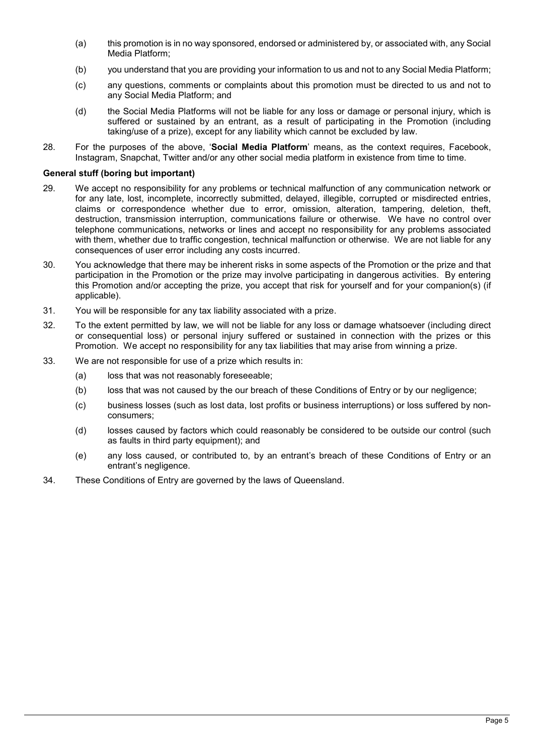(a) this promotion is in no way sponsored, endorsed or administered by, or associated with, any Social Media Platform;

(b) you understand that you are providing your information to us and not to any Social Media Platform;

(c) any questions, comments or complaints about this promotion must be directed to us and not to any Social Media Platform; and

(d) the Social Media Platforms will not be liable for any loss or damage or personal injury, which is suffered or sustained by an entrant, as a result of participating in the Promotion (including taking/use of a prize), except for any liability which cannot be excluded by law.

28. For the purposes of the above, '**Social Media Platform**' means, as the context requires, Facebook, Instagram, Snapchat, Twitter and/or any other social media platform in existence from time to time.

**General stuff (boring but important)**

29. We accept no responsibility for any problems or technical malfunction of any communication network or for any late, lost, incomplete, incorrectly submitted, delayed, illegible, corrupted or misdirected entries, claims or correspondence whether due to error, omission, alteration, tampering, deletion, theft, destruction, transmission interruption, communications failure or otherwise. We have no control over telephone communications, networks or lines and accept no responsibility for any problems associated with them, whether due to traffic congestion, technical malfunction or otherwise. We are not liable for any consequences of user error including any costs incurred.

30. You acknowledge that there may be inherent risks in some aspects of the Promotion or the prize and that participation in the Promotion or the prize may involve participating in dangerous activities. By entering this Promotion and/or accepting the prize, you accept that risk for yourself and for your companion(s) (if applicable).

31. You will be responsible for any tax liability associated with a prize.

32. To the extent permitted by law, we will not be liable for any loss or damage whatsoever (including direct or consequential loss) or personal injury suffered or sustained in connection with the prizes or this Promotion. We accept no responsibility for any tax liabilities that may arise from winning a prize.

33. We are not responsible for use of a prize which results in:

(a) loss that was not reasonably foreseeable;

(b) loss that was not caused by the our breach of these Conditions of Entry or by our negligence;

(c) business losses (such as lost data, lost profits or business interruptions) or loss suffered by non-consumers;

(d) losses caused by factors which could reasonably be considered to be outside our control (such as faults in third party equipment); and

(e) any loss caused, or contributed to, by an entrant's breach of these Conditions of Entry or an entrant's negligence.

34. These Conditions of Entry are governed by the laws of Queensland.